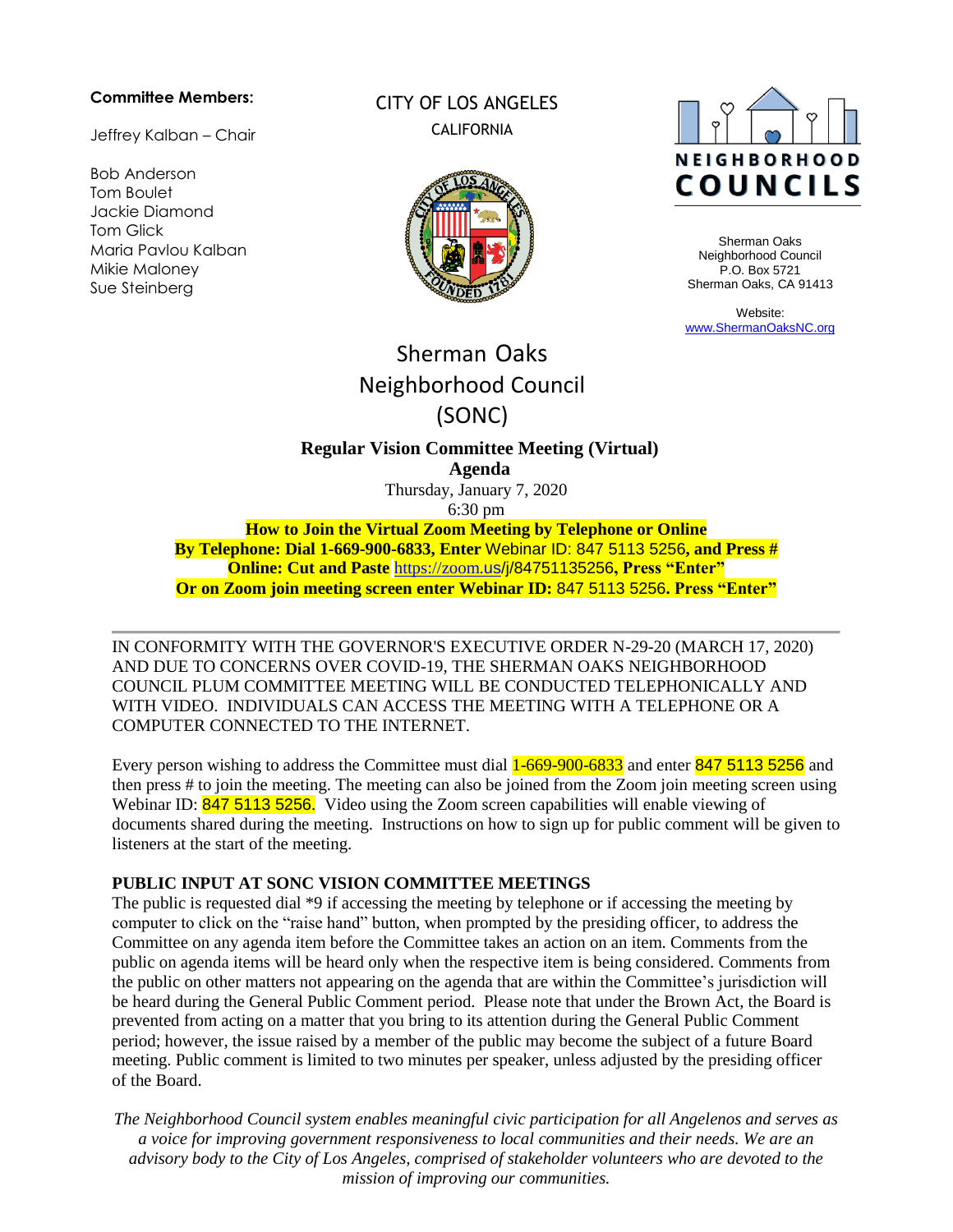**Committee Members:**

Jeffrey Kalban – Chair

Bob Anderson
Tom Boulet
Jackie Diamond
Tom Glick
Maria Pavlou Kalban
Mikie Maloney
Sue Steinberg

CITY OF LOS ANGELES
CALIFORNIA

NEIGHBORHOOD COUNCILS

Sherman Oaks
Neighborhood Council
P.O. Box 5721
Sherman Oaks, CA 91413

Website:
www.ShermanOaksNC.org

# Sherman Oaks Neighborhood Council (SONC)

**Regular Vision Committee Meeting (Virtual)**
**Agenda**
Thursday, January 7, 2020
6:30 pm

**How to Join the Virtual Zoom Meeting by Telephone or Online**
**By Telephone: Dial 1-669-900-6833, Enter** Webinar ID: 847 5113 5256**, and Press #**
**Online: Cut and Paste** https://zoom.us/j/84751135256**, Press "Enter"**
**Or on Zoom join meeting screen enter Webinar ID:** 847 5113 5256**. Press "Enter"**

---

IN CONFORMITY WITH THE GOVERNOR'S EXECUTIVE ORDER N-29-20 (MARCH 17, 2020) AND DUE TO CONCERNS OVER COVID-19, THE SHERMAN OAKS NEIGHBORHOOD COUNCIL PLUM COMMITTEE MEETING WILL BE CONDUCTED TELEPHONICALLY AND WITH VIDEO. INDIVIDUALS CAN ACCESS THE MEETING WITH A TELEPHONE OR A COMPUTER CONNECTED TO THE INTERNET.

Every person wishing to address the Committee must dial 1-669-900-6833 and enter 847 5113 5256 and then press # to join the meeting. The meeting can also be joined from the Zoom join meeting screen using Webinar ID: 847 5113 5256. Video using the Zoom screen capabilities will enable viewing of documents shared during the meeting. Instructions on how to sign up for public comment will be given to listeners at the start of the meeting.

**PUBLIC INPUT AT SONC VISION COMMITTEE MEETINGS**
The public is requested dial *9 if accessing the meeting by telephone or if accessing the meeting by computer to click on the "raise hand" button, when prompted by the presiding officer, to address the Committee on any agenda item before the Committee takes an action on an item. Comments from the public on agenda items will be heard only when the respective item is being considered. Comments from the public on other matters not appearing on the agenda that are within the Committee's jurisdiction will be heard during the General Public Comment period. Please note that under the Brown Act, the Board is prevented from acting on a matter that you bring to its attention during the General Public Comment period; however, the issue raised by a member of the public may become the subject of a future Board meeting. Public comment is limited to two minutes per speaker, unless adjusted by the presiding officer of the Board.

*The Neighborhood Council system enables meaningful civic participation for all Angelenos and serves as a voice for improving government responsiveness to local communities and their needs. We are an advisory body to the City of Los Angeles, comprised of stakeholder volunteers who are devoted to the mission of improving our communities.*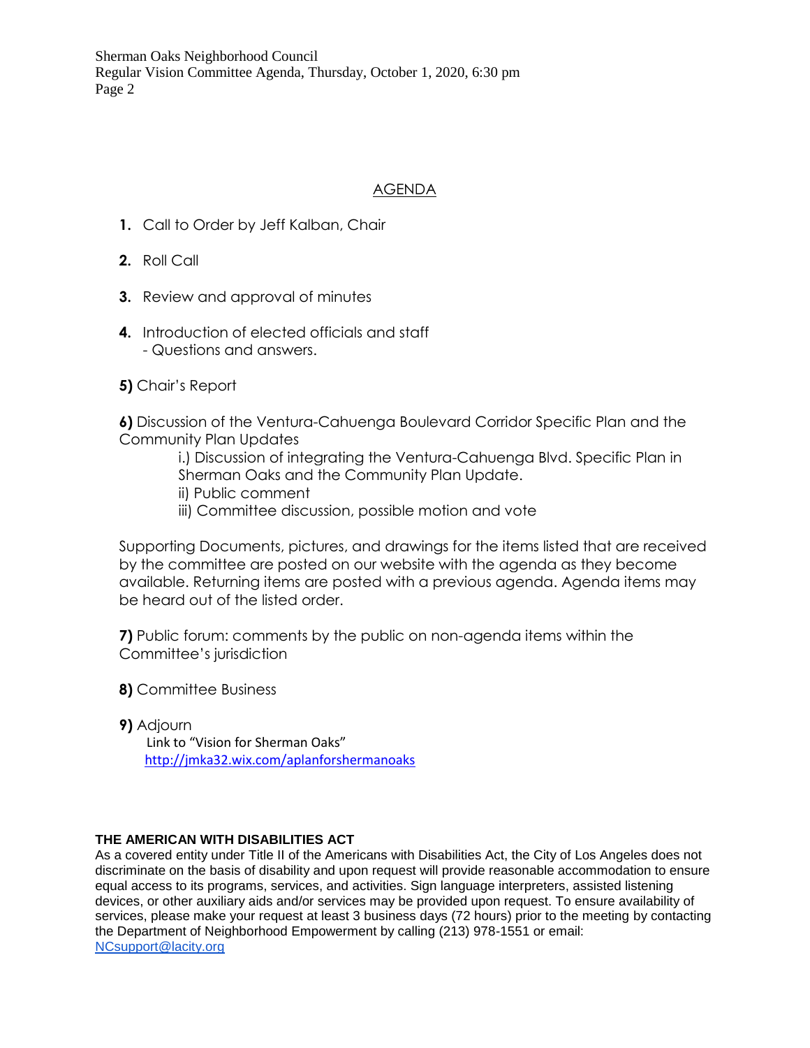## AGENDA

1. Call to Order by Jeff Kalban, Chair

2. Roll Call

3. Review and approval of minutes

4. Introduction of elected officials and staff
   - Questions and answers.

**5)** Chair's Report

**6)** Discussion of the Ventura-Cahuenga Boulevard Corridor Specific Plan and the Community Plan Updates

   i.) Discussion of integrating the Ventura-Cahuenga Blvd. Specific Plan in Sherman Oaks and the Community Plan Update.
   ii) Public comment
   iii) Committee discussion, possible motion and vote

Supporting Documents, pictures, and drawings for the items listed that are received by the committee are posted on our website with the agenda as they become available. Returning items are posted with a previous agenda. Agenda items may be heard out of the listed order.

**7)** Public forum: comments by the public on non-agenda items within the Committee's jurisdiction

**8)** Committee Business

**9)** Adjourn

Link to "Vision for Sherman Oaks"
http://jmka32.wix.com/aplanforshermanoaks

**THE AMERICAN WITH DISABILITIES ACT**

As a covered entity under Title II of the Americans with Disabilities Act, the City of Los Angeles does not discriminate on the basis of disability and upon request will provide reasonable accommodation to ensure equal access to its programs, services, and activities. Sign language interpreters, assisted listening devices, or other auxiliary aids and/or services may be provided upon request. To ensure availability of services, please make your request at least 3 business days (72 hours) prior to the meeting by contacting the Department of Neighborhood Empowerment by calling (213) 978-1551 or email: NCsupport@lacity.org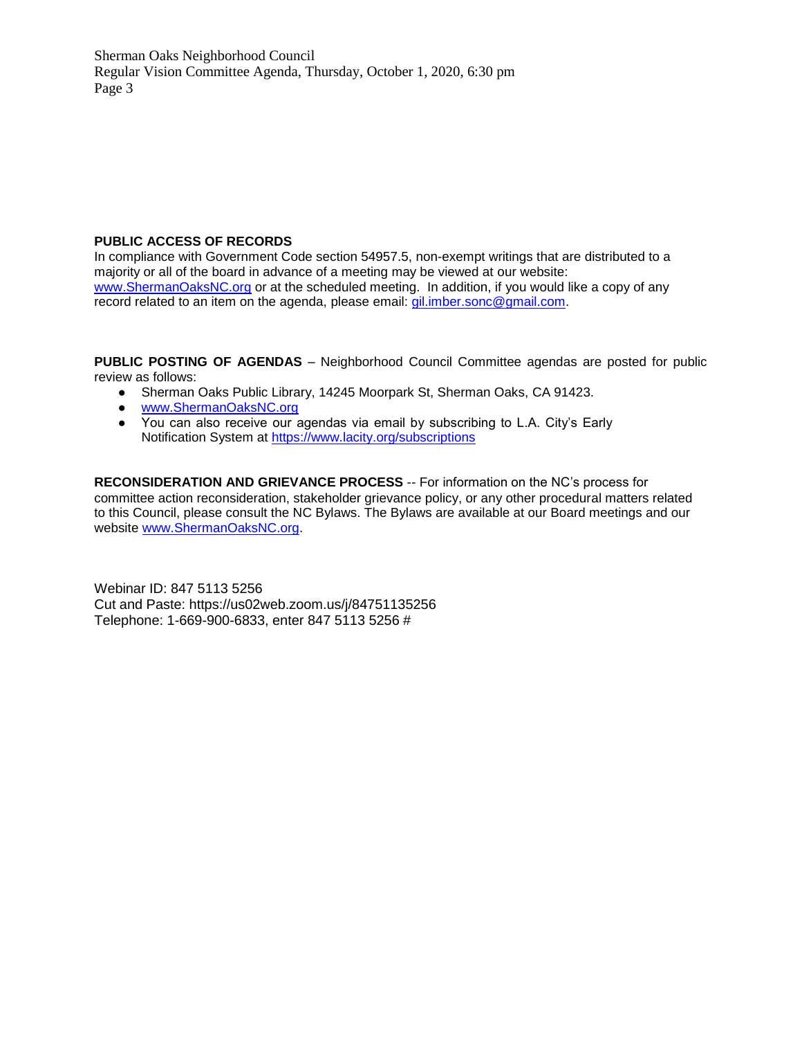**PUBLIC ACCESS OF RECORDS**
In compliance with Government Code section 54957.5, non-exempt writings that are distributed to a majority or all of the board in advance of a meeting may be viewed at our website: www.ShermanOaksNC.org or at the scheduled meeting. In addition, if you would like a copy of any record related to an item on the agenda, please email: gil.imber.sonc@gmail.com.

**PUBLIC POSTING OF AGENDAS** – Neighborhood Council Committee agendas are posted for public review as follows:

- Sherman Oaks Public Library, 14245 Moorpark St, Sherman Oaks, CA 91423.
- www.ShermanOaksNC.org
- You can also receive our agendas via email by subscribing to L.A. City's Early Notification System at https://www.lacity.org/subscriptions

**RECONSIDERATION AND GRIEVANCE PROCESS** -- For information on the NC's process for committee action reconsideration, stakeholder grievance policy, or any other procedural matters related to this Council, please consult the NC Bylaws. The Bylaws are available at our Board meetings and our website www.ShermanOaksNC.org.

Webinar ID: 847 5113 5256
Cut and Paste: https://us02web.zoom.us/j/84751135256
Telephone: 1-669-900-6833, enter 847 5113 5256 #